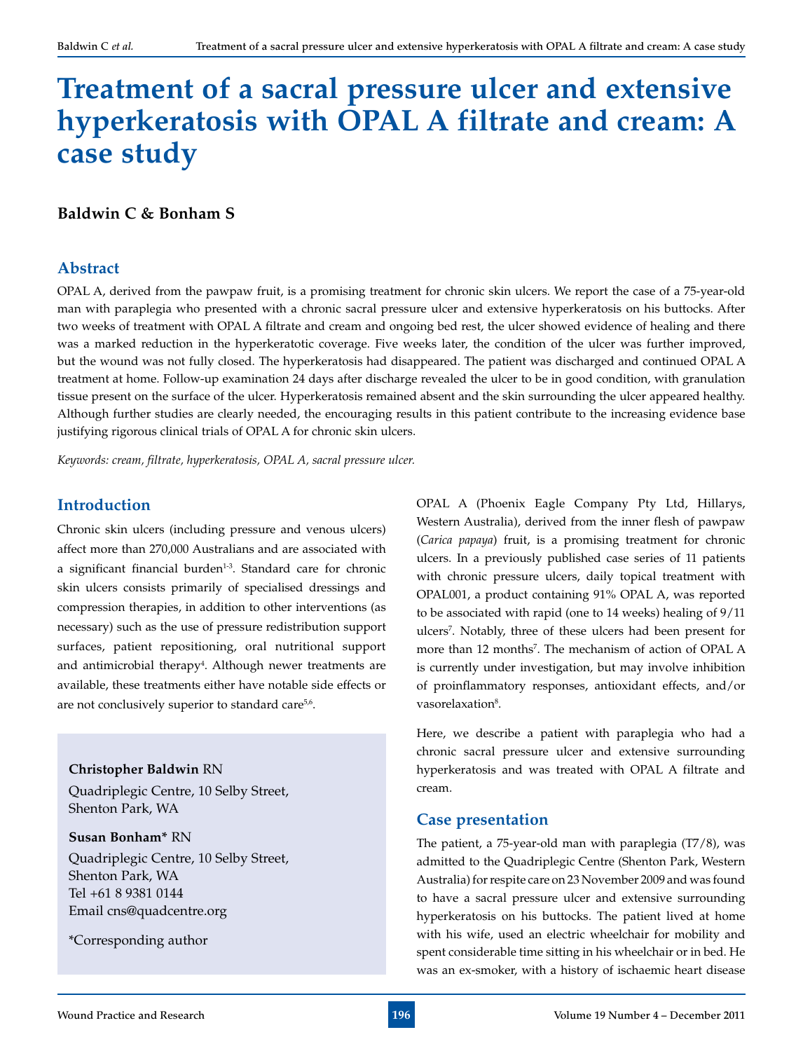# Treatment of a sacral pressure ulcer and extensive hyperkeratosis with OPAL A filtrate and cream: A case study

**Baldwin C & Bonham S**

## Abstract

OPAL A, derived from the pawpaw fruit, is a promising treatment for chronic skin ulcers. We report the case of a 75-year-old man with paraplegia who presented with a chronic sacral pressure ulcer and extensive hyperkeratosis on his buttocks. After two weeks of treatment with OPAL A filtrate and cream and ongoing bed rest, the ulcer showed evidence of healing and there was a marked reduction in the hyperkeratotic coverage. Five weeks later, the condition of the ulcer was further improved, but the wound was not fully closed. The hyperkeratosis had disappeared. The patient was discharged and continued OPAL A treatment at home. Follow-up examination 24 days after discharge revealed the ulcer to be in good condition, with granulation tissue present on the surface of the ulcer. Hyperkeratosis remained absent and the skin surrounding the ulcer appeared healthy. Although further studies are clearly needed, the encouraging results in this patient contribute to the increasing evidence base justifying rigorous clinical trials of OPAL A for chronic skin ulcers.

*Keywords: cream, filtrate, hyperkeratosis, OPAL A, sacral pressure ulcer.*

## Introduction

Chronic skin ulcers (including pressure and venous ulcers) affect more than 270,000 Australians and are associated with a significant financial burden[1-3]. Standard care for chronic skin ulcers consists primarily of specialised dressings and compression therapies, in addition to other interventions (as necessary) such as the use of pressure redistribution support surfaces, patient repositioning, oral nutritional support and antimicrobial therapy[4]. Although newer treatments are available, these treatments either have notable side effects or are not conclusively superior to standard care[5,6].

**Christopher Baldwin** RN
Quadriplegic Centre, 10 Selby Street,
Shenton Park, WA

**Susan Bonham\*** RN
Quadriplegic Centre, 10 Selby Street,
Shenton Park, WA
Tel +61 8 9381 0144
Email cns@quadcentre.org

\*Corresponding author

OPAL A (Phoenix Eagle Company Pty Ltd, Hillarys, Western Australia), derived from the inner flesh of pawpaw (*Carica papaya*) fruit, is a promising treatment for chronic ulcers. In a previously published case series of 11 patients with chronic pressure ulcers, daily topical treatment with OPAL001, a product containing 91% OPAL A, was reported to be associated with rapid (one to 14 weeks) healing of 9/11 ulcers[7]. Notably, three of these ulcers had been present for more than 12 months[7]. The mechanism of action of OPAL A is currently under investigation, but may involve inhibition of proinflammatory responses, antioxidant effects, and/or vasorelaxation[8].

Here, we describe a patient with paraplegia who had a chronic sacral pressure ulcer and extensive surrounding hyperkeratosis and was treated with OPAL A filtrate and cream.

## Case presentation

The patient, a 75-year-old man with paraplegia (T7/8), was admitted to the Quadriplegic Centre (Shenton Park, Western Australia) for respite care on 23 November 2009 and was found to have a sacral pressure ulcer and extensive surrounding hyperkeratosis on his buttocks. The patient lived at home with his wife, used an electric wheelchair for mobility and spent considerable time sitting in his wheelchair or in bed. He was an ex-smoker, with a history of ischaemic heart disease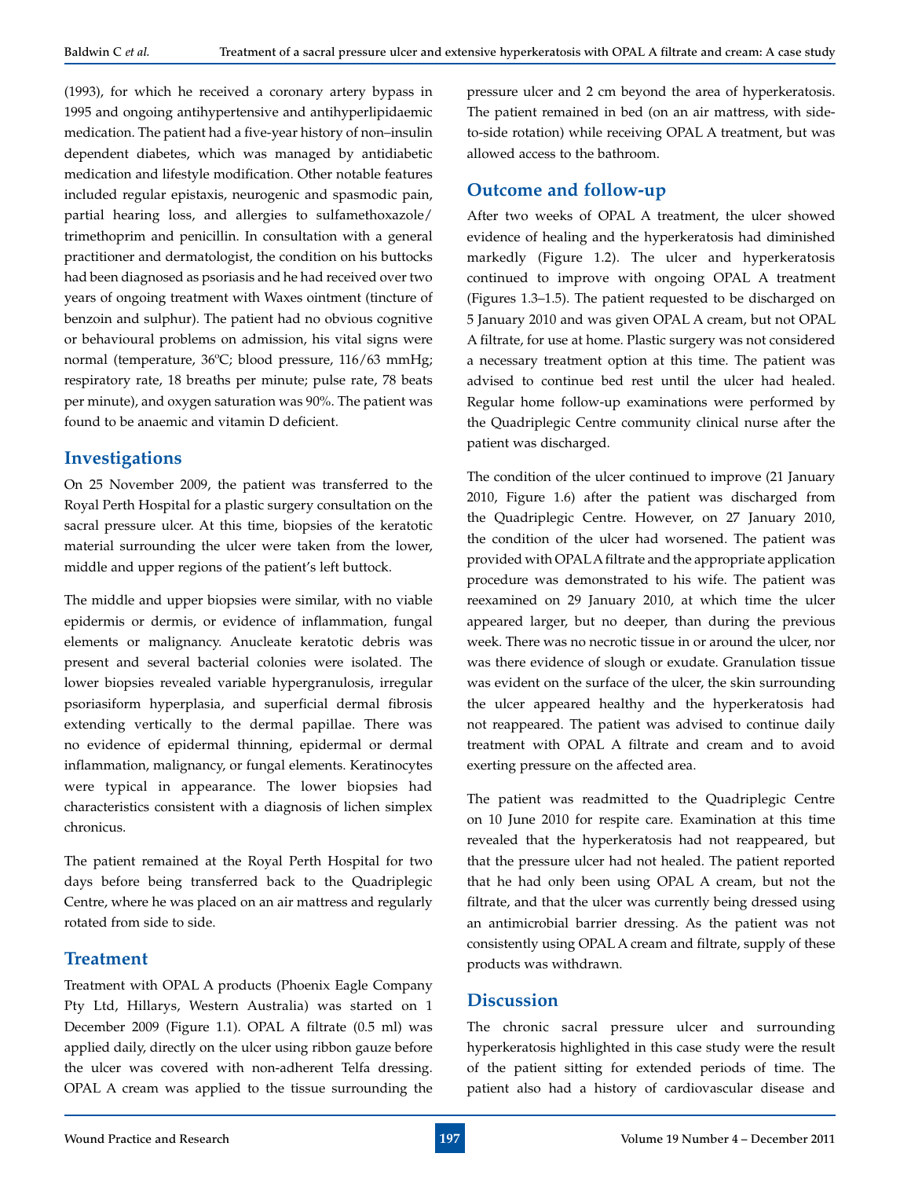(1993), for which he received a coronary artery bypass in 1995 and ongoing antihypertensive and antihyperlipidaemic medication. The patient had a five-year history of non–insulin dependent diabetes, which was managed by antidiabetic medication and lifestyle modification. Other notable features included regular epistaxis, neurogenic and spasmodic pain, partial hearing loss, and allergies to sulfamethoxazole/trimethoprim and penicillin. In consultation with a general practitioner and dermatologist, the condition on his buttocks had been diagnosed as psoriasis and he had received over two years of ongoing treatment with Waxes ointment (tincture of benzoin and sulphur). The patient had no obvious cognitive or behavioural problems on admission, his vital signs were normal (temperature, 36ºC; blood pressure, 116/63 mmHg; respiratory rate, 18 breaths per minute; pulse rate, 78 beats per minute), and oxygen saturation was 90%. The patient was found to be anaemic and vitamin D deficient.

## Investigations

On 25 November 2009, the patient was transferred to the Royal Perth Hospital for a plastic surgery consultation on the sacral pressure ulcer. At this time, biopsies of the keratotic material surrounding the ulcer were taken from the lower, middle and upper regions of the patient's left buttock.

The middle and upper biopsies were similar, with no viable epidermis or dermis, or evidence of inflammation, fungal elements or malignancy. Anucleate keratotic debris was present and several bacterial colonies were isolated. The lower biopsies revealed variable hypergranulosis, irregular psoriasiform hyperplasia, and superficial dermal fibrosis extending vertically to the dermal papillae. There was no evidence of epidermal thinning, epidermal or dermal inflammation, malignancy, or fungal elements. Keratinocytes were typical in appearance. The lower biopsies had characteristics consistent with a diagnosis of lichen simplex chronicus.

The patient remained at the Royal Perth Hospital for two days before being transferred back to the Quadriplegic Centre, where he was placed on an air mattress and regularly rotated from side to side.

## Treatment

Treatment with OPAL A products (Phoenix Eagle Company Pty Ltd, Hillarys, Western Australia) was started on 1 December 2009 (Figure 1.1). OPAL A filtrate (0.5 ml) was applied daily, directly on the ulcer using ribbon gauze before the ulcer was covered with non-adherent Telfa dressing. OPAL A cream was applied to the tissue surrounding the pressure ulcer and 2 cm beyond the area of hyperkeratosis. The patient remained in bed (on an air mattress, with side-to-side rotation) while receiving OPAL A treatment, but was allowed access to the bathroom.

## Outcome and follow-up

After two weeks of OPAL A treatment, the ulcer showed evidence of healing and the hyperkeratosis had diminished markedly (Figure 1.2). The ulcer and hyperkeratosis continued to improve with ongoing OPAL A treatment (Figures 1.3–1.5). The patient requested to be discharged on 5 January 2010 and was given OPAL A cream, but not OPAL A filtrate, for use at home. Plastic surgery was not considered a necessary treatment option at this time. The patient was advised to continue bed rest until the ulcer had healed. Regular home follow-up examinations were performed by the Quadriplegic Centre community clinical nurse after the patient was discharged.

The condition of the ulcer continued to improve (21 January 2010, Figure 1.6) after the patient was discharged from the Quadriplegic Centre. However, on 27 January 2010, the condition of the ulcer had worsened. The patient was provided with OPAL A filtrate and the appropriate application procedure was demonstrated to his wife. The patient was reexamined on 29 January 2010, at which time the ulcer appeared larger, but no deeper, than during the previous week. There was no necrotic tissue in or around the ulcer, nor was there evidence of slough or exudate. Granulation tissue was evident on the surface of the ulcer, the skin surrounding the ulcer appeared healthy and the hyperkeratosis had not reappeared. The patient was advised to continue daily treatment with OPAL A filtrate and cream and to avoid exerting pressure on the affected area.

The patient was readmitted to the Quadriplegic Centre on 10 June 2010 for respite care. Examination at this time revealed that the hyperkeratosis had not reappeared, but that the pressure ulcer had not healed. The patient reported that he had only been using OPAL A cream, but not the filtrate, and that the ulcer was currently being dressed using an antimicrobial barrier dressing. As the patient was not consistently using OPAL A cream and filtrate, supply of these products was withdrawn.

## Discussion

The chronic sacral pressure ulcer and surrounding hyperkeratosis highlighted in this case study were the result of the patient sitting for extended periods of time. The patient also had a history of cardiovascular disease and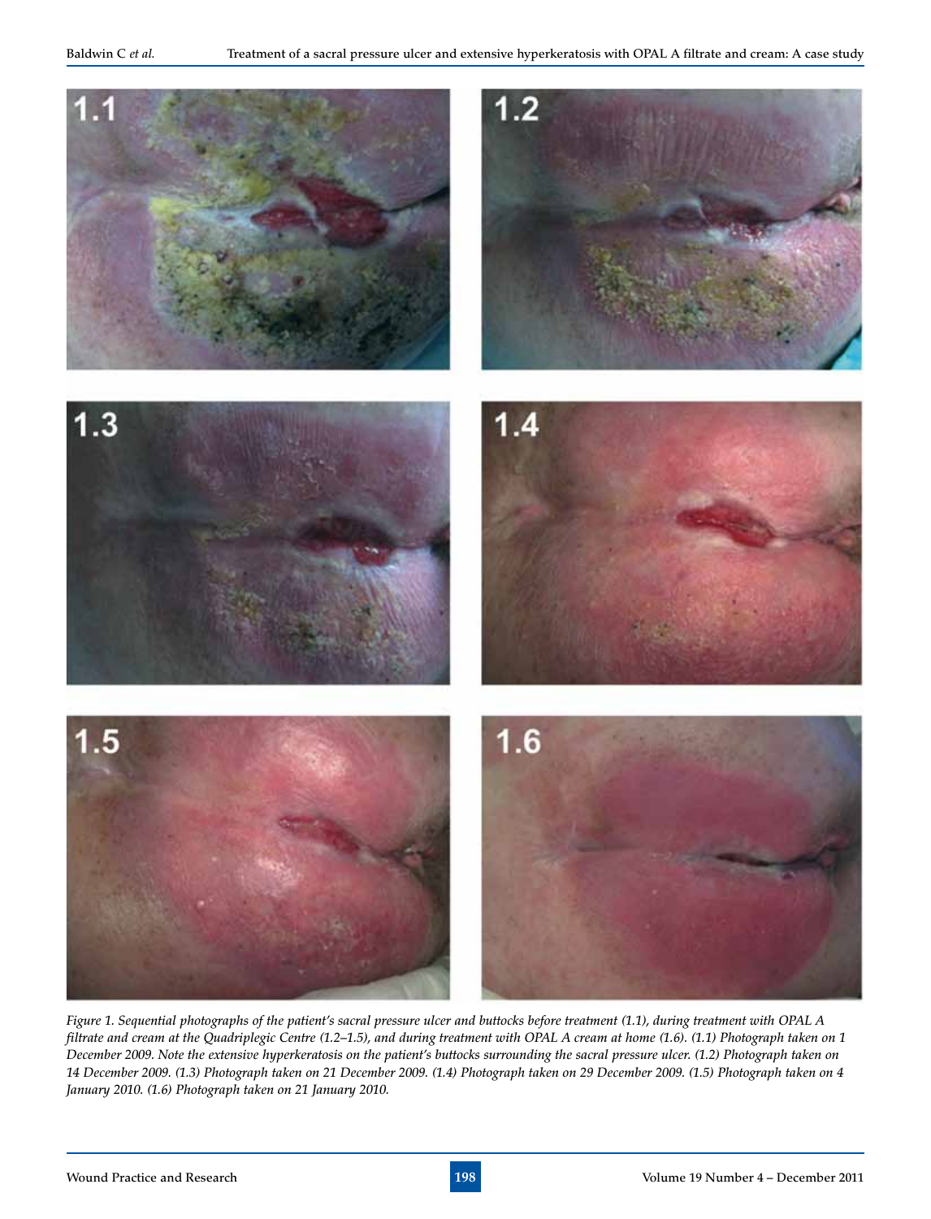*Figure 1. Sequential photographs of the patient's sacral pressure ulcer and buttocks before treatment (1.1), during treatment with OPAL A filtrate and cream at the Quadriplegic Centre (1.2–1.5), and during treatment with OPAL A cream at home (1.6). (1.1) Photograph taken on 1 December 2009. Note the extensive hyperkeratosis on the patient's buttocks surrounding the sacral pressure ulcer. (1.2) Photograph taken on 14 December 2009. (1.3) Photograph taken on 21 December 2009. (1.4) Photograph taken on 29 December 2009. (1.5) Photograph taken on 4 January 2010. (1.6) Photograph taken on 21 January 2010.*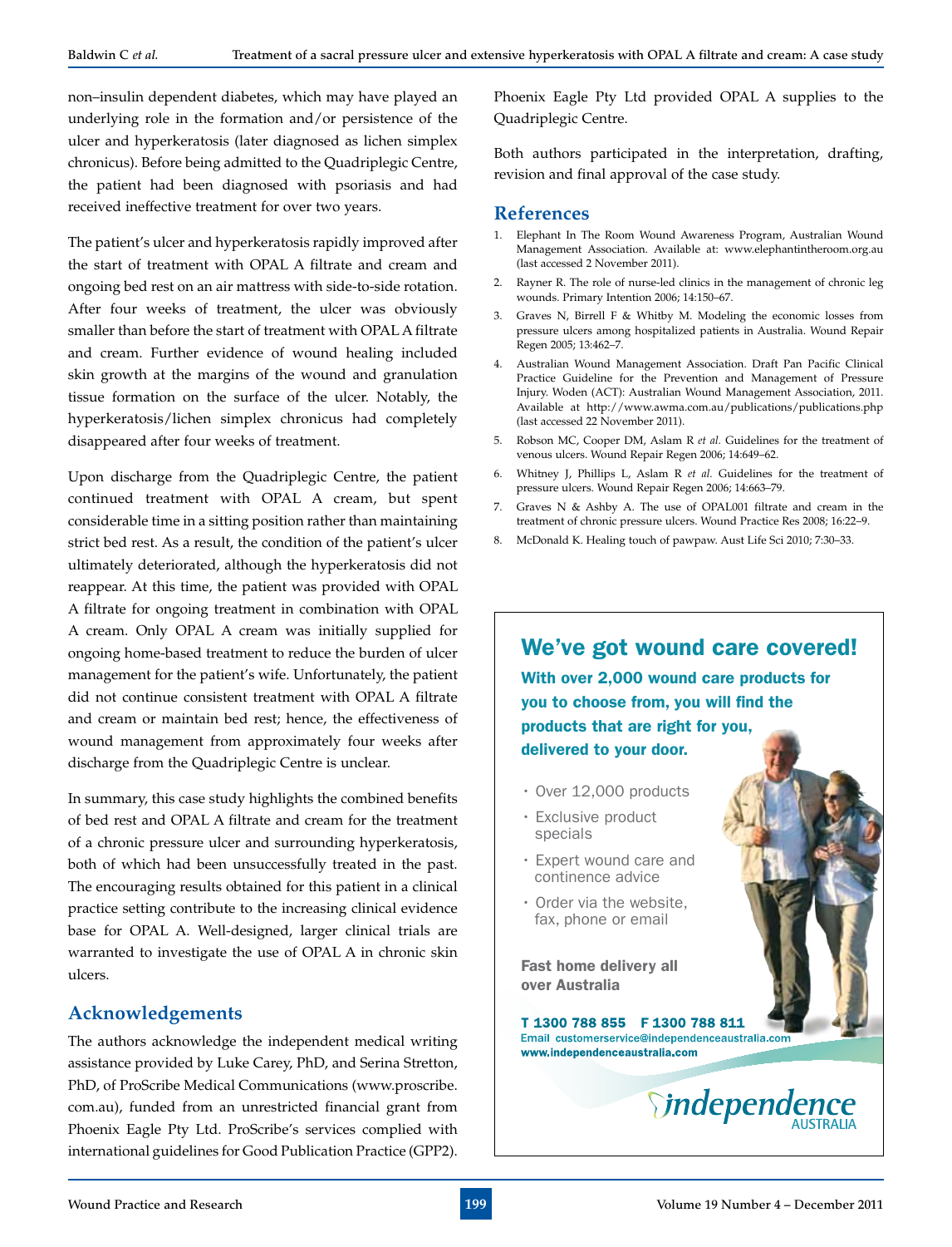non–insulin dependent diabetes, which may have played an underlying role in the formation and/or persistence of the ulcer and hyperkeratosis (later diagnosed as lichen simplex chronicus). Before being admitted to the Quadriplegic Centre, the patient had been diagnosed with psoriasis and had received ineffective treatment for over two years.

The patient's ulcer and hyperkeratosis rapidly improved after the start of treatment with OPAL A filtrate and cream and ongoing bed rest on an air mattress with side-to-side rotation. After four weeks of treatment, the ulcer was obviously smaller than before the start of treatment with OPAL A filtrate and cream. Further evidence of wound healing included skin growth at the margins of the wound and granulation tissue formation on the surface of the ulcer. Notably, the hyperkeratosis/lichen simplex chronicus had completely disappeared after four weeks of treatment.

Upon discharge from the Quadriplegic Centre, the patient continued treatment with OPAL A cream, but spent considerable time in a sitting position rather than maintaining strict bed rest. As a result, the condition of the patient's ulcer ultimately deteriorated, although the hyperkeratosis did not reappear. At this time, the patient was provided with OPAL A filtrate for ongoing treatment in combination with OPAL A cream. Only OPAL A cream was initially supplied for ongoing home-based treatment to reduce the burden of ulcer management for the patient's wife. Unfortunately, the patient did not continue consistent treatment with OPAL A filtrate and cream or maintain bed rest; hence, the effectiveness of wound management from approximately four weeks after discharge from the Quadriplegic Centre is unclear.

In summary, this case study highlights the combined benefits of bed rest and OPAL A filtrate and cream for the treatment of a chronic pressure ulcer and surrounding hyperkeratosis, both of which had been unsuccessfully treated in the past. The encouraging results obtained for this patient in a clinical practice setting contribute to the increasing clinical evidence base for OPAL A. Well-designed, larger clinical trials are warranted to investigate the use of OPAL A in chronic skin ulcers.

## Acknowledgements

The authors acknowledge the independent medical writing assistance provided by Luke Carey, PhD, and Serina Stretton, PhD, of ProScribe Medical Communications (www.proscribe.com.au), funded from an unrestricted financial grant from Phoenix Eagle Pty Ltd. ProScribe's services complied with international guidelines for Good Publication Practice (GPP2). Phoenix Eagle Pty Ltd provided OPAL A supplies to the Quadriplegic Centre.

Both authors participated in the interpretation, drafting, revision and final approval of the case study.

## References

1. Elephant In The Room Wound Awareness Program, Australian Wound Management Association. Available at: www.elephantintheroom.org.au (last accessed 2 November 2011).
2. Rayner R. The role of nurse-led clinics in the management of chronic leg wounds. Primary Intention 2006; 14:150–67.
3. Graves N, Birrell F & Whitby M. Modeling the economic losses from pressure ulcers among hospitalized patients in Australia. Wound Repair Regen 2005; 13:462–7.
4. Australian Wound Management Association. Draft Pan Pacific Clinical Practice Guideline for the Prevention and Management of Pressure Injury. Woden (ACT): Australian Wound Management Association, 2011. Available at http://www.awma.com.au/publications/publications.php (last accessed 22 November 2011).
5. Robson MC, Cooper DM, Aslam R *et al.* Guidelines for the treatment of venous ulcers. Wound Repair Regen 2006; 14:649–62.
6. Whitney J, Phillips L, Aslam R *et al.* Guidelines for the treatment of pressure ulcers. Wound Repair Regen 2006; 14:663–79.
7. Graves N & Ashby A. The use of OPAL001 filtrate and cream in the treatment of chronic pressure ulcers. Wound Practice Res 2008; 16:22–9.
8. McDonald K. Healing touch of pawpaw. Aust Life Sci 2010; 7:30–33.

**We've got wound care covered!**

**With over 2,000 wound care products for you to choose from, you will find the products that are right for you, delivered to your door.**

- Over 12,000 products
- Exclusive product specials
- Expert wound care and continence advice
- Order via the website, fax, phone or email

**Fast home delivery all over Australia**

**T 1300 788 855 F 1300 788 811**
Email customerservice@independenceaustralia.com
www.independenceaustralia.com

independence AUSTRALIA